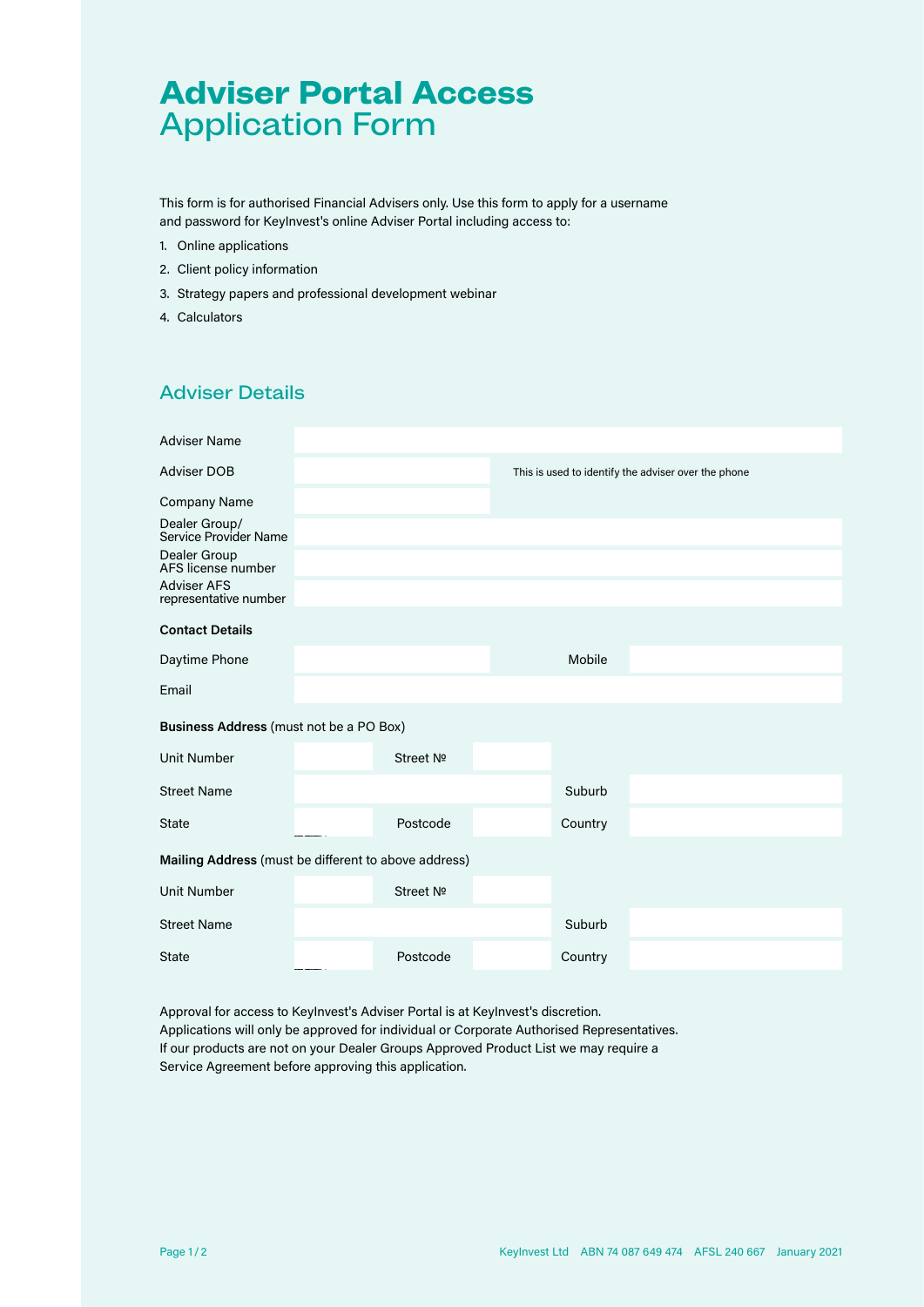# Adviser Portal Access
## Application Form

This form is for authorised Financial Advisers only. Use this form to apply for a username and password for KeyInvest's online Adviser Portal including access to:

1. Online applications
2. Client policy information
3. Strategy papers and professional development webinar
4. Calculators

## Adviser Details

| | | |
|---|---|---|
| Adviser Name | | |
| Adviser DOB | | This is used to identify the adviser over the phone |
| Company Name | | |
| Dealer Group/ Service Provider Name | | |
| Dealer Group AFS license number | | |
| Adviser AFS representative number | | |

**Contact Details**

| | | | |
|---|---|---|---|
| Daytime Phone | | Mobile | |
| Email | | | |

**Business Address** (must not be a PO Box)

| | | | | | |
|---|---|---|---|---|---|
| Unit Number | | Street № | | | |
| Street Name | | | | Suburb | |
| State | | Postcode | | Country | |

**Mailing Address** (must be different to above address)

| | | | | | |
|---|---|---|---|---|---|
| Unit Number | | Street № | | | |
| Street Name | | | | Suburb | |
| State | | Postcode | | Country | |

Approval for access to KeyInvest's Adviser Portal is at KeyInvest's discretion.
Applications will only be approved for individual or Corporate Authorised Representatives.
If our products are not on your Dealer Groups Approved Product List we may require a Service Agreement before approving this application.

KeyInvest Ltd ABN 74 087 649 474 AFSL 240 667 January 2021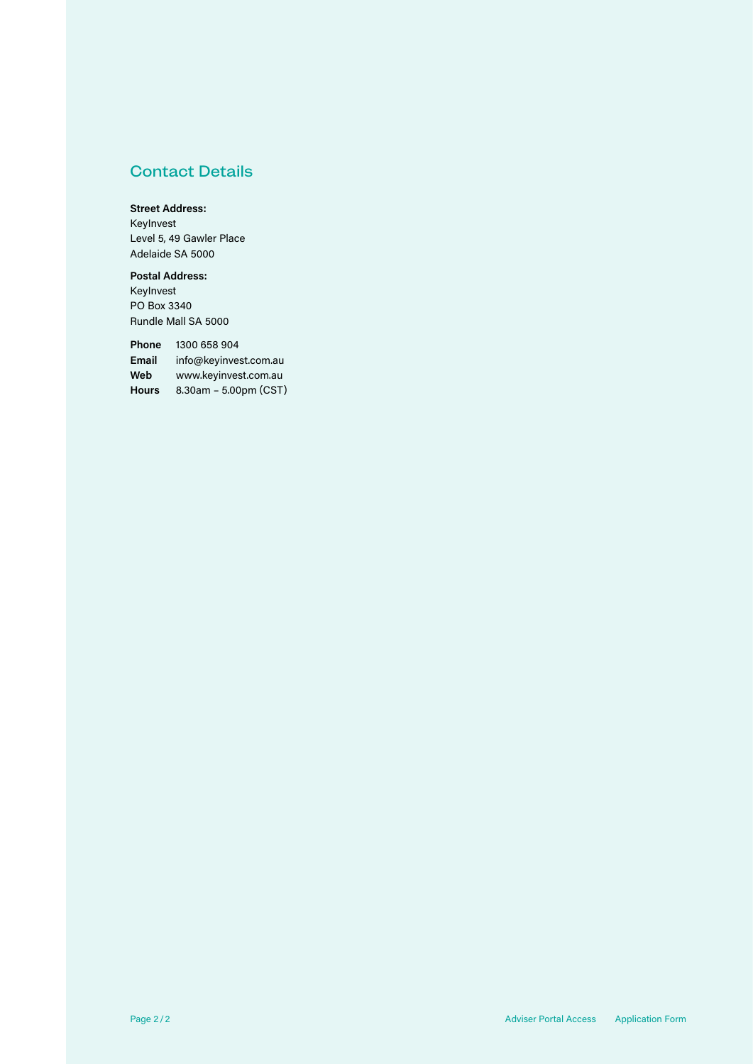## Contact Details

**Street Address:**
KeyInvest
Level 5, 49 Gawler Place
Adelaide SA 5000

**Postal Address:**
KeyInvest
PO Box 3340
Rundle Mall SA 5000

| | |
|---|---|
| **Phone** | 1300 658 904 |
| **Email** | info@keyinvest.com.au |
| **Web** | www.keyinvest.com.au |
| **Hours** | 8.30am – 5.00pm (CST) |